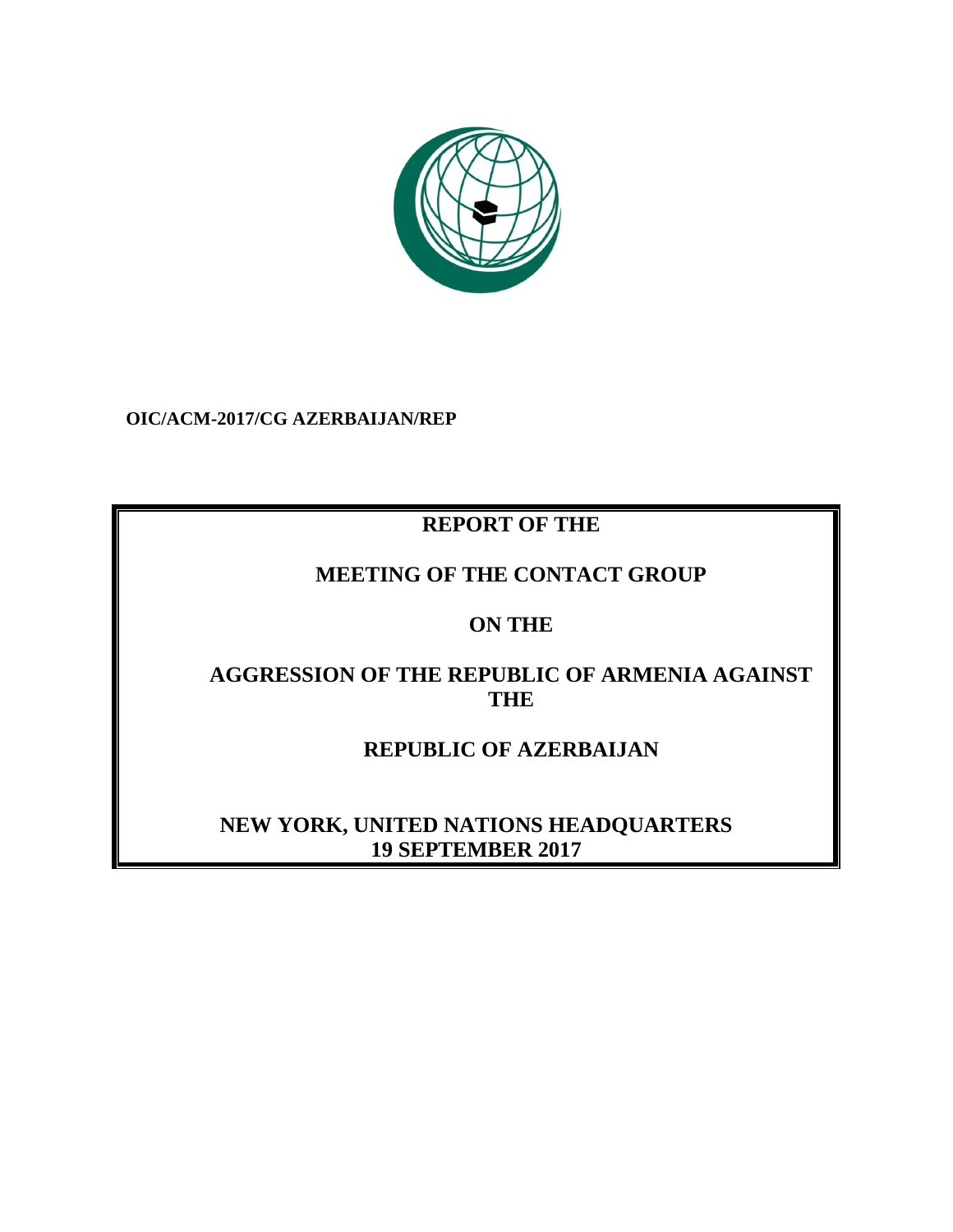**OIC/ACM-2017/CG AZERBAIJAN/REP**

# REPORT OF THE

# MEETING OF THE CONTACT GROUP

# ON THE

# AGGRESSION OF THE REPUBLIC OF ARMENIA AGAINST THE

# REPUBLIC OF AZERBAIJAN

**NEW YORK, UNITED NATIONS HEADQUARTERS**
**19 SEPTEMBER 2017**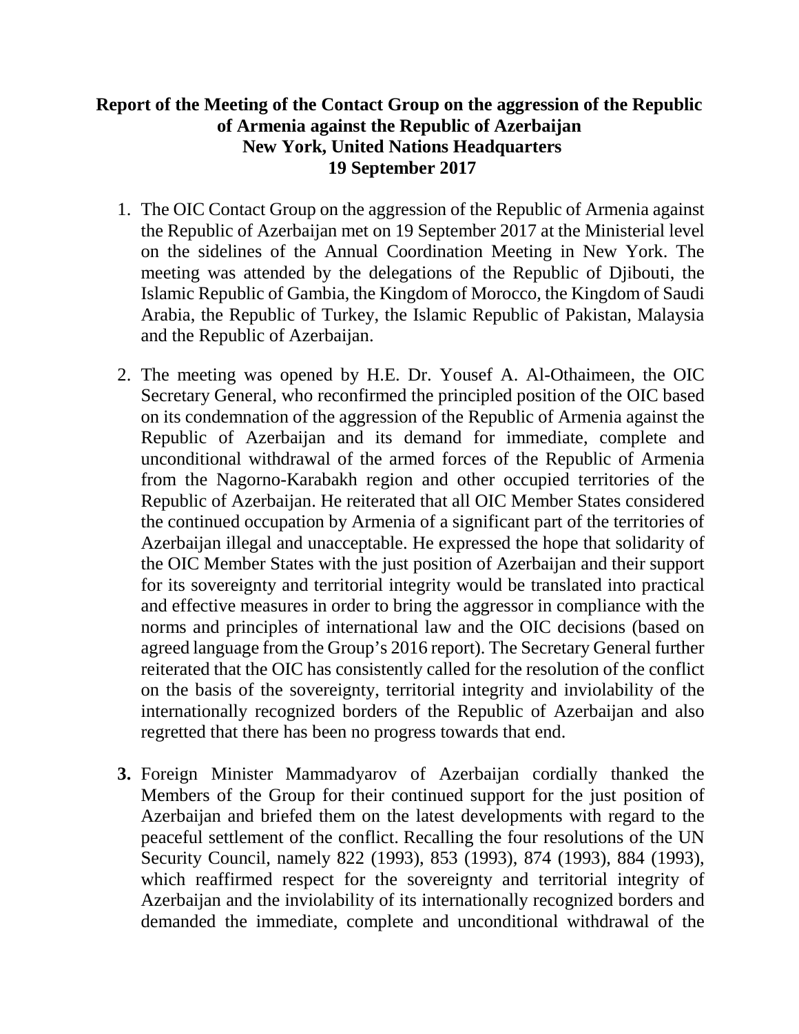**Report of the Meeting of the Contact Group on the aggression of the Republic of Armenia against the Republic of Azerbaijan**
**New York, United Nations Headquarters**
**19 September 2017**

1. The OIC Contact Group on the aggression of the Republic of Armenia against the Republic of Azerbaijan met on 19 September 2017 at the Ministerial level on the sidelines of the Annual Coordination Meeting in New York. The meeting was attended by the delegations of the Republic of Djibouti, the Islamic Republic of Gambia, the Kingdom of Morocco, the Kingdom of Saudi Arabia, the Republic of Turkey, the Islamic Republic of Pakistan, Malaysia and the Republic of Azerbaijan.

2. The meeting was opened by H.E. Dr. Yousef A. Al-Othaimeen, the OIC Secretary General, who reconfirmed the principled position of the OIC based on its condemnation of the aggression of the Republic of Armenia against the Republic of Azerbaijan and its demand for immediate, complete and unconditional withdrawal of the armed forces of the Republic of Armenia from the Nagorno-Karabakh region and other occupied territories of the Republic of Azerbaijan. He reiterated that all OIC Member States considered the continued occupation by Armenia of a significant part of the territories of Azerbaijan illegal and unacceptable. He expressed the hope that solidarity of the OIC Member States with the just position of Azerbaijan and their support for its sovereignty and territorial integrity would be translated into practical and effective measures in order to bring the aggressor in compliance with the norms and principles of international law and the OIC decisions (based on agreed language from the Group's 2016 report). The Secretary General further reiterated that the OIC has consistently called for the resolution of the conflict on the basis of the sovereignty, territorial integrity and inviolability of the internationally recognized borders of the Republic of Azerbaijan and also regretted that there has been no progress towards that end.

3. Foreign Minister Mammadyarov of Azerbaijan cordially thanked the Members of the Group for their continued support for the just position of Azerbaijan and briefed them on the latest developments with regard to the peaceful settlement of the conflict. Recalling the four resolutions of the UN Security Council, namely 822 (1993), 853 (1993), 874 (1993), 884 (1993), which reaffirmed respect for the sovereignty and territorial integrity of Azerbaijan and the inviolability of its internationally recognized borders and demanded the immediate, complete and unconditional withdrawal of the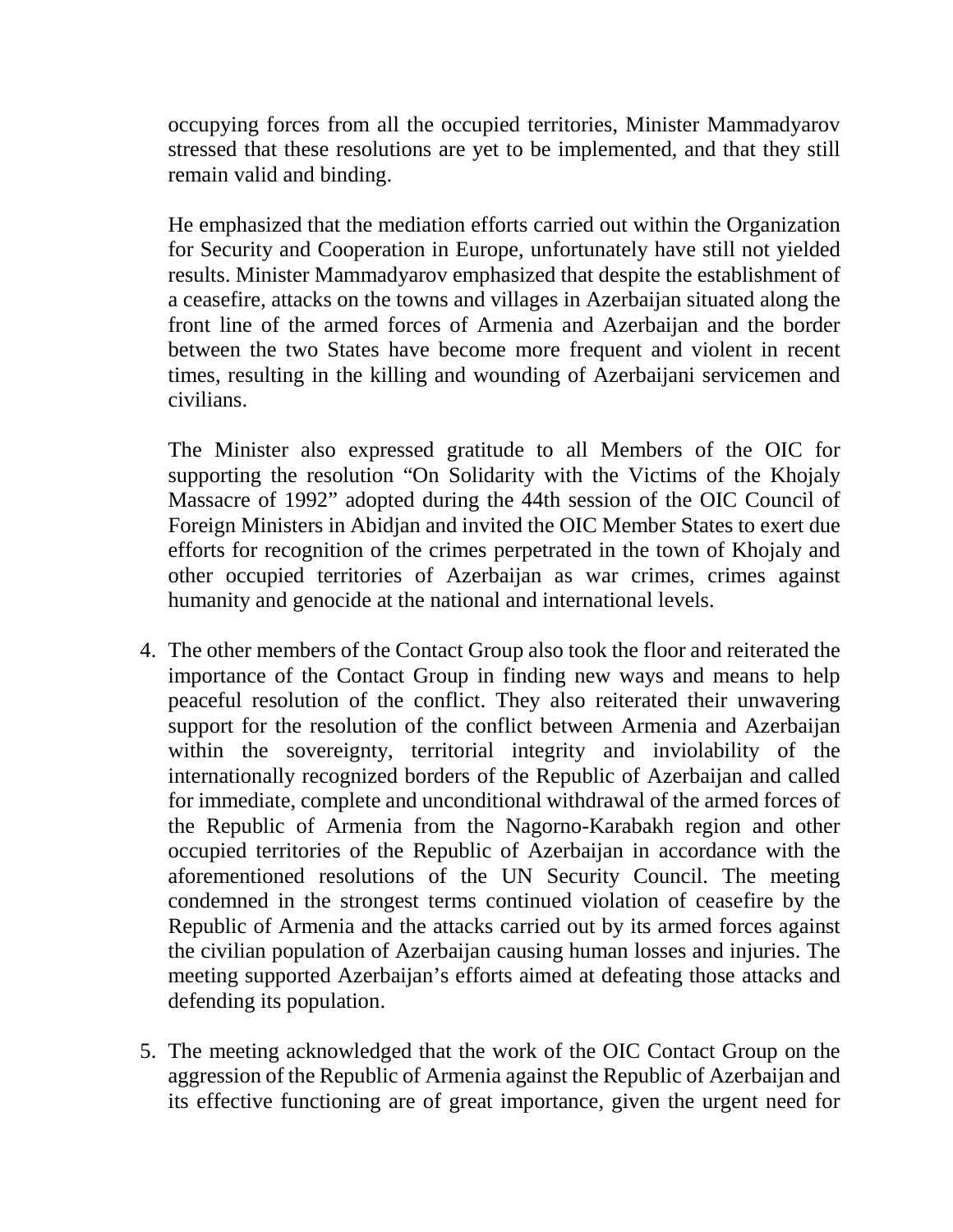occupying forces from all the occupied territories, Minister Mammadyarov stressed that these resolutions are yet to be implemented, and that they still remain valid and binding.

He emphasized that the mediation efforts carried out within the Organization for Security and Cooperation in Europe, unfortunately have still not yielded results. Minister Mammadyarov emphasized that despite the establishment of a ceasefire, attacks on the towns and villages in Azerbaijan situated along the front line of the armed forces of Armenia and Azerbaijan and the border between the two States have become more frequent and violent in recent times, resulting in the killing and wounding of Azerbaijani servicemen and civilians.

The Minister also expressed gratitude to all Members of the OIC for supporting the resolution "On Solidarity with the Victims of the Khojaly Massacre of 1992" adopted during the 44th session of the OIC Council of Foreign Ministers in Abidjan and invited the OIC Member States to exert due efforts for recognition of the crimes perpetrated in the town of Khojaly and other occupied territories of Azerbaijan as war crimes, crimes against humanity and genocide at the national and international levels.

4. The other members of the Contact Group also took the floor and reiterated the importance of the Contact Group in finding new ways and means to help peaceful resolution of the conflict. They also reiterated their unwavering support for the resolution of the conflict between Armenia and Azerbaijan within the sovereignty, territorial integrity and inviolability of the internationally recognized borders of the Republic of Azerbaijan and called for immediate, complete and unconditional withdrawal of the armed forces of the Republic of Armenia from the Nagorno-Karabakh region and other occupied territories of the Republic of Azerbaijan in accordance with the aforementioned resolutions of the UN Security Council. The meeting condemned in the strongest terms continued violation of ceasefire by the Republic of Armenia and the attacks carried out by its armed forces against the civilian population of Azerbaijan causing human losses and injuries. The meeting supported Azerbaijan's efforts aimed at defeating those attacks and defending its population.

5. The meeting acknowledged that the work of the OIC Contact Group on the aggression of the Republic of Armenia against the Republic of Azerbaijan and its effective functioning are of great importance, given the urgent need for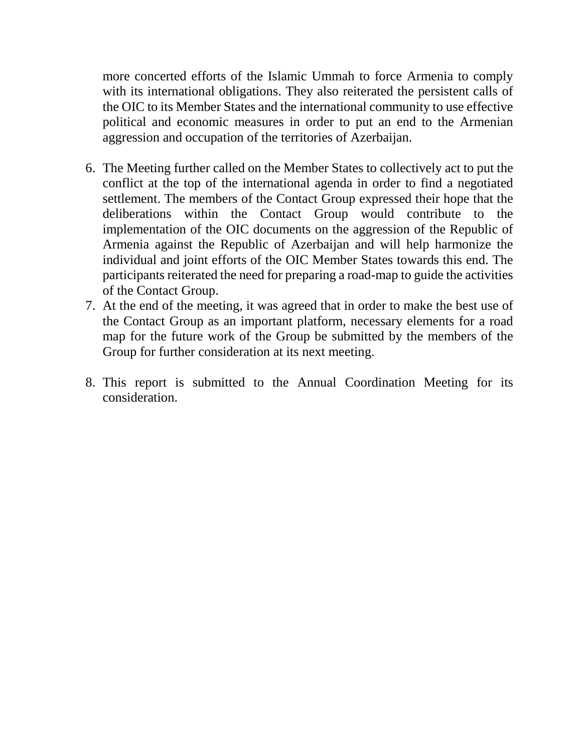more concerted efforts of the Islamic Ummah to force Armenia to comply with its international obligations. They also reiterated the persistent calls of the OIC to its Member States and the international community to use effective political and economic measures in order to put an end to the Armenian aggression and occupation of the territories of Azerbaijan.

6. The Meeting further called on the Member States to collectively act to put the conflict at the top of the international agenda in order to find a negotiated settlement. The members of the Contact Group expressed their hope that the deliberations within the Contact Group would contribute to the implementation of the OIC documents on the aggression of the Republic of Armenia against the Republic of Azerbaijan and will help harmonize the individual and joint efforts of the OIC Member States towards this end. The participants reiterated the need for preparing a road-map to guide the activities of the Contact Group.
7. At the end of the meeting, it was agreed that in order to make the best use of the Contact Group as an important platform, necessary elements for a road map for the future work of the Group be submitted by the members of the Group for further consideration at its next meeting.

8. This report is submitted to the Annual Coordination Meeting for its consideration.